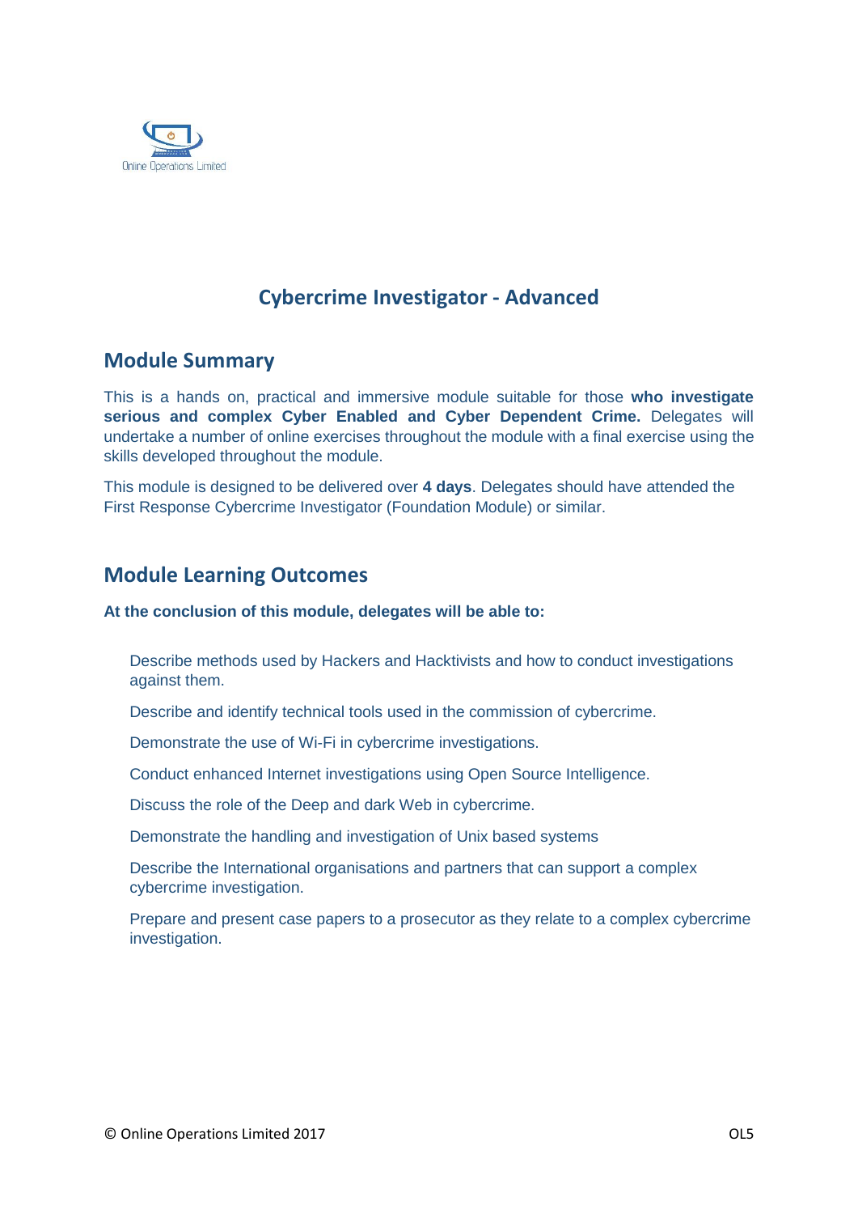Online Operations Limited

# Cybercrime Investigator - Advanced

## Module Summary

This is a hands on, practical and immersive module suitable for those **who investigate serious and complex Cyber Enabled and Cyber Dependent Crime.** Delegates will undertake a number of online exercises throughout the module with a final exercise using the skills developed throughout the module.

This module is designed to be delivered over **4 days**. Delegates should have attended the First Response Cybercrime Investigator (Foundation Module) or similar.

## Module Learning Outcomes

**At the conclusion of this module, delegates will be able to:**

- Describe methods used by Hackers and Hacktivists and how to conduct investigations against them.
- Describe and identify technical tools used in the commission of cybercrime.
- Demonstrate the use of Wi-Fi in cybercrime investigations.
- Conduct enhanced Internet investigations using Open Source Intelligence.
- Discuss the role of the Deep and dark Web in cybercrime.
- Demonstrate the handling and investigation of Unix based systems
- Describe the International organisations and partners that can support a complex cybercrime investigation.
- Prepare and present case papers to a prosecutor as they relate to a complex cybercrime investigation.

© Online Operations Limited 2017 OL5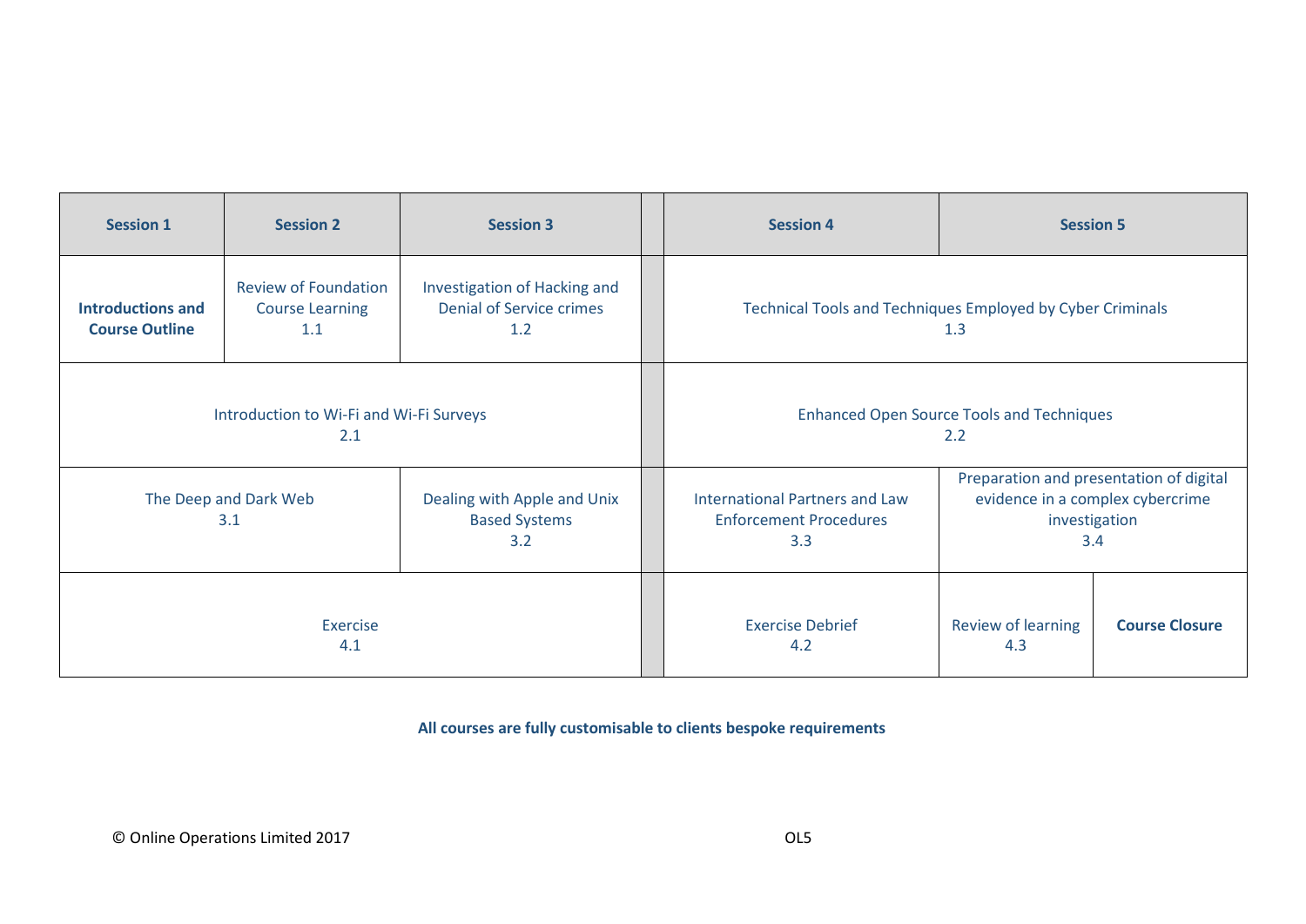| Session 1 | Session 2 | Session 3 | | Session 4 | Session 5 | |
|---|---|---|---|---|---|---|
| **Introductions and Course Outline** | Review of Foundation Course Learning 1.1 | Investigation of Hacking and Denial of Service crimes 1.2 | | Technical Tools and Techniques Employed by Cyber Criminals 1.3 | | |
| Introduction to Wi-Fi and Wi-Fi Surveys 2.1 | | | | Enhanced Open Source Tools and Techniques 2.2 | | |
| The Deep and Dark Web 3.1 | | Dealing with Apple and Unix Based Systems 3.2 | | International Partners and Law Enforcement Procedures 3.3 | Preparation and presentation of digital evidence in a complex cybercrime investigation 3.4 | |
| Exercise 4.1 | | | | Exercise Debrief 4.2 | Review of learning 4.3 | **Course Closure** |

**All courses are fully customisable to clients bespoke requirements**

© Online Operations Limited 2017 OL5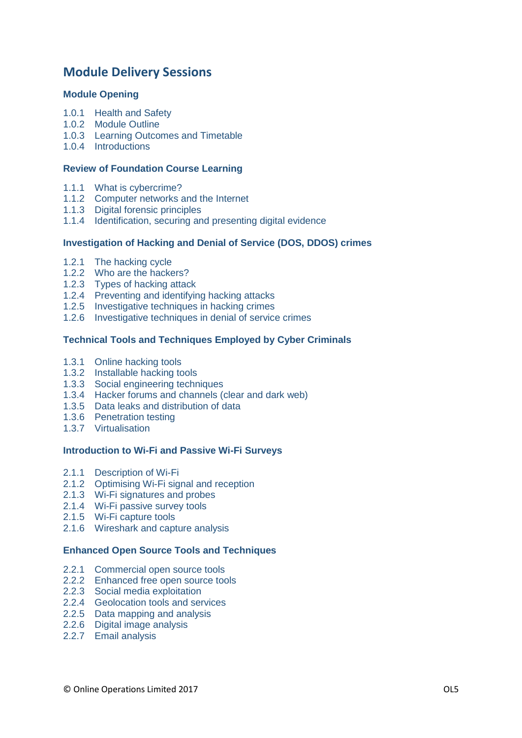# Module Delivery Sessions

### Module Opening

1.0.1 Health and Safety
1.0.2 Module Outline
1.0.3 Learning Outcomes and Timetable
1.0.4 Introductions

### Review of Foundation Course Learning

1.1.1 What is cybercrime?
1.1.2 Computer networks and the Internet
1.1.3 Digital forensic principles
1.1.4 Identification, securing and presenting digital evidence

### Investigation of Hacking and Denial of Service (DOS, DDOS) crimes

1.2.1 The hacking cycle
1.2.2 Who are the hackers?
1.2.3 Types of hacking attack
1.2.4 Preventing and identifying hacking attacks
1.2.5 Investigative techniques in hacking crimes
1.2.6 Investigative techniques in denial of service crimes

### Technical Tools and Techniques Employed by Cyber Criminals

1.3.1 Online hacking tools
1.3.2 Installable hacking tools
1.3.3 Social engineering techniques
1.3.4 Hacker forums and channels (clear and dark web)
1.3.5 Data leaks and distribution of data
1.3.6 Penetration testing
1.3.7 Virtualisation

### Introduction to Wi-Fi and Passive Wi-Fi Surveys

2.1.1 Description of Wi-Fi
2.1.2 Optimising Wi-Fi signal and reception
2.1.3 Wi-Fi signatures and probes
2.1.4 Wi-Fi passive survey tools
2.1.5 Wi-Fi capture tools
2.1.6 Wireshark and capture analysis

### Enhanced Open Source Tools and Techniques

2.2.1 Commercial open source tools
2.2.2 Enhanced free open source tools
2.2.3 Social media exploitation
2.2.4 Geolocation tools and services
2.2.5 Data mapping and analysis
2.2.6 Digital image analysis
2.2.7 Email analysis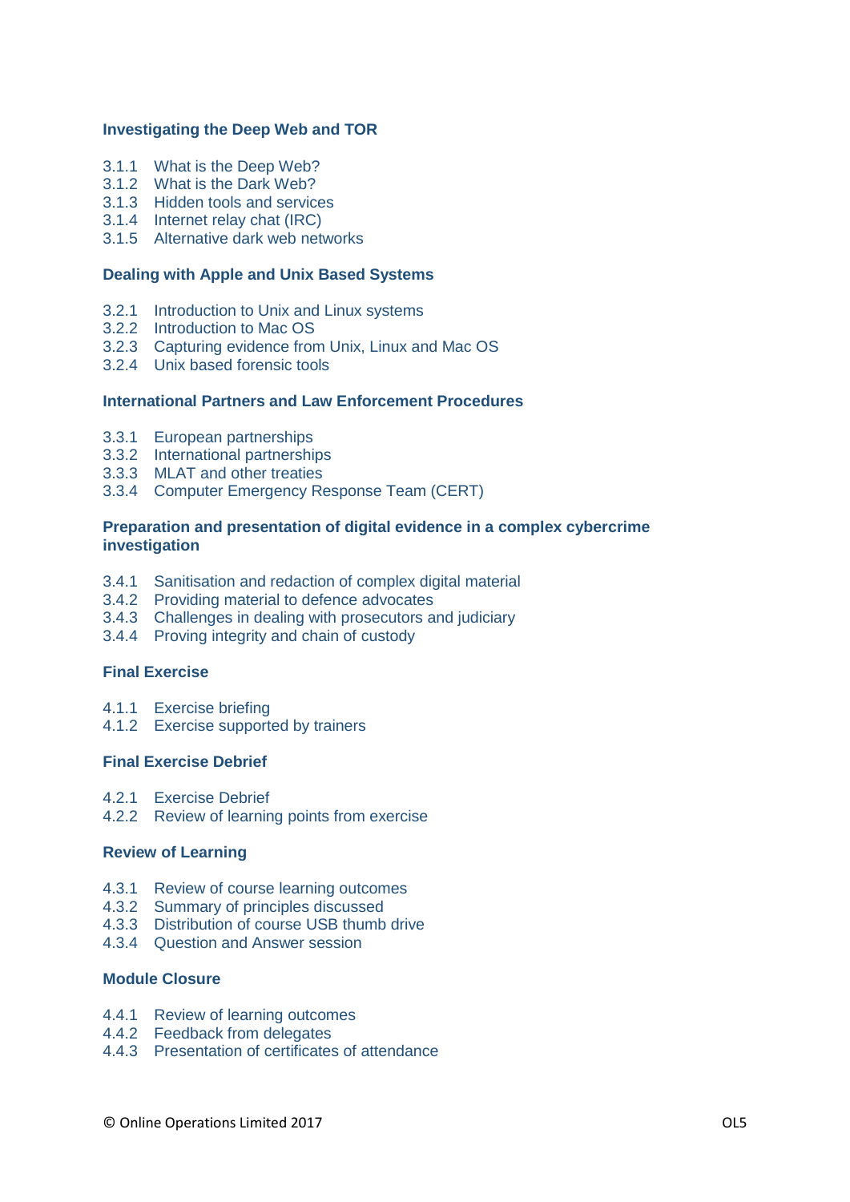### Investigating the Deep Web and TOR

3.1.1 What is the Deep Web?
3.1.2 What is the Dark Web?
3.1.3 Hidden tools and services
3.1.4 Internet relay chat (IRC)
3.1.5 Alternative dark web networks

### Dealing with Apple and Unix Based Systems

3.2.1 Introduction to Unix and Linux systems
3.2.2 Introduction to Mac OS
3.2.3 Capturing evidence from Unix, Linux and Mac OS
3.2.4 Unix based forensic tools

### International Partners and Law Enforcement Procedures

3.3.1 European partnerships
3.3.2 International partnerships
3.3.3 MLAT and other treaties
3.3.4 Computer Emergency Response Team (CERT)

### Preparation and presentation of digital evidence in a complex cybercrime investigation

3.4.1 Sanitisation and redaction of complex digital material
3.4.2 Providing material to defence advocates
3.4.3 Challenges in dealing with prosecutors and judiciary
3.4.4 Proving integrity and chain of custody

### Final Exercise

4.1.1 Exercise briefing
4.1.2 Exercise supported by trainers

### Final Exercise Debrief

4.2.1 Exercise Debrief
4.2.2 Review of learning points from exercise

### Review of Learning

4.3.1 Review of course learning outcomes
4.3.2 Summary of principles discussed
4.3.3 Distribution of course USB thumb drive
4.3.4 Question and Answer session

### Module Closure

4.4.1 Review of learning outcomes
4.4.2 Feedback from delegates
4.4.3 Presentation of certificates of attendance

© Online Operations Limited 2017